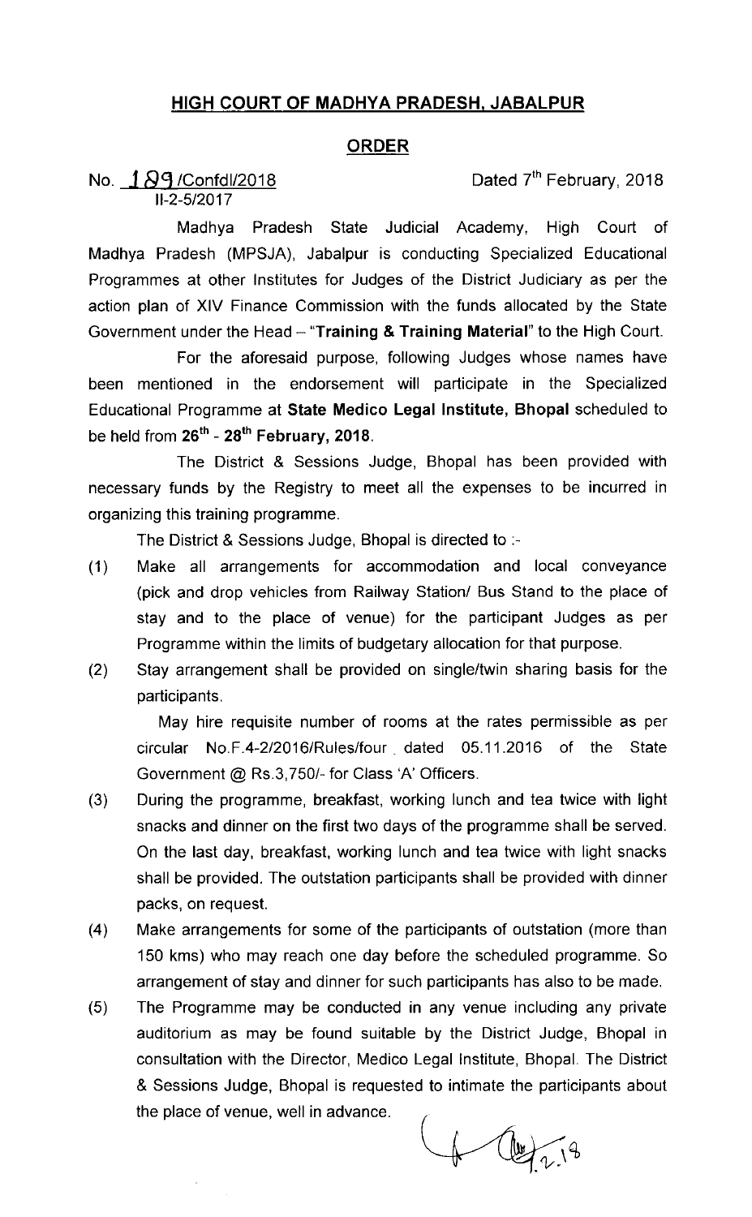## HIGH COURT OF MADHYA PRADESH, JABALPUR

## ORDER

No. 189/Confdl/2018 Dated 7th February, 2018
II-2-5/2017

Madhya Pradesh State Judicial Academy, High Court of Madhya Pradesh (MPSJA), Jabalpur is conducting Specialized Educational Programmes at other Institutes for Judges of the District Judiciary as per the action plan of XIV Finance Commission with the funds allocated by the State Government under the Head – "**Training & Training Material**" to the High Court.

For the aforesaid purpose, following Judges whose names have been mentioned in the endorsement will participate in the Specialized Educational Programme at **State Medico Legal Institute, Bhopal** scheduled to be held from **26th - 28th February, 2018.**

The District & Sessions Judge, Bhopal has been provided with necessary funds by the Registry to meet all the expenses to be incurred in organizing this training programme.

The District & Sessions Judge, Bhopal is directed to :-

(1) Make all arrangements for accommodation and local conveyance (pick and drop vehicles from Railway Station/ Bus Stand to the place of stay and to the place of venue) for the participant Judges as per Programme within the limits of budgetary allocation for that purpose.

(2) Stay arrangement shall be provided on single/twin sharing basis for the participants.

May hire requisite number of rooms at the rates permissible as per circular No.F.4-2/2016/Rules/four dated 05.11.2016 of the State Government @ Rs.3,750/- for Class 'A' Officers.

(3) During the programme, breakfast, working lunch and tea twice with light snacks and dinner on the first two days of the programme shall be served. On the last day, breakfast, working lunch and tea twice with light snacks shall be provided. The outstation participants shall be provided with dinner packs, on request.

(4) Make arrangements for some of the participants of outstation (more than 150 kms) who may reach one day before the scheduled programme. So arrangement of stay and dinner for such participants has also to be made.

(5) The Programme may be conducted in any venue including any private auditorium as may be found suitable by the District Judge, Bhopal in consultation with the Director, Medico Legal Institute, Bhopal. The District & Sessions Judge, Bhopal is requested to intimate the participants about the place of venue, well in advance.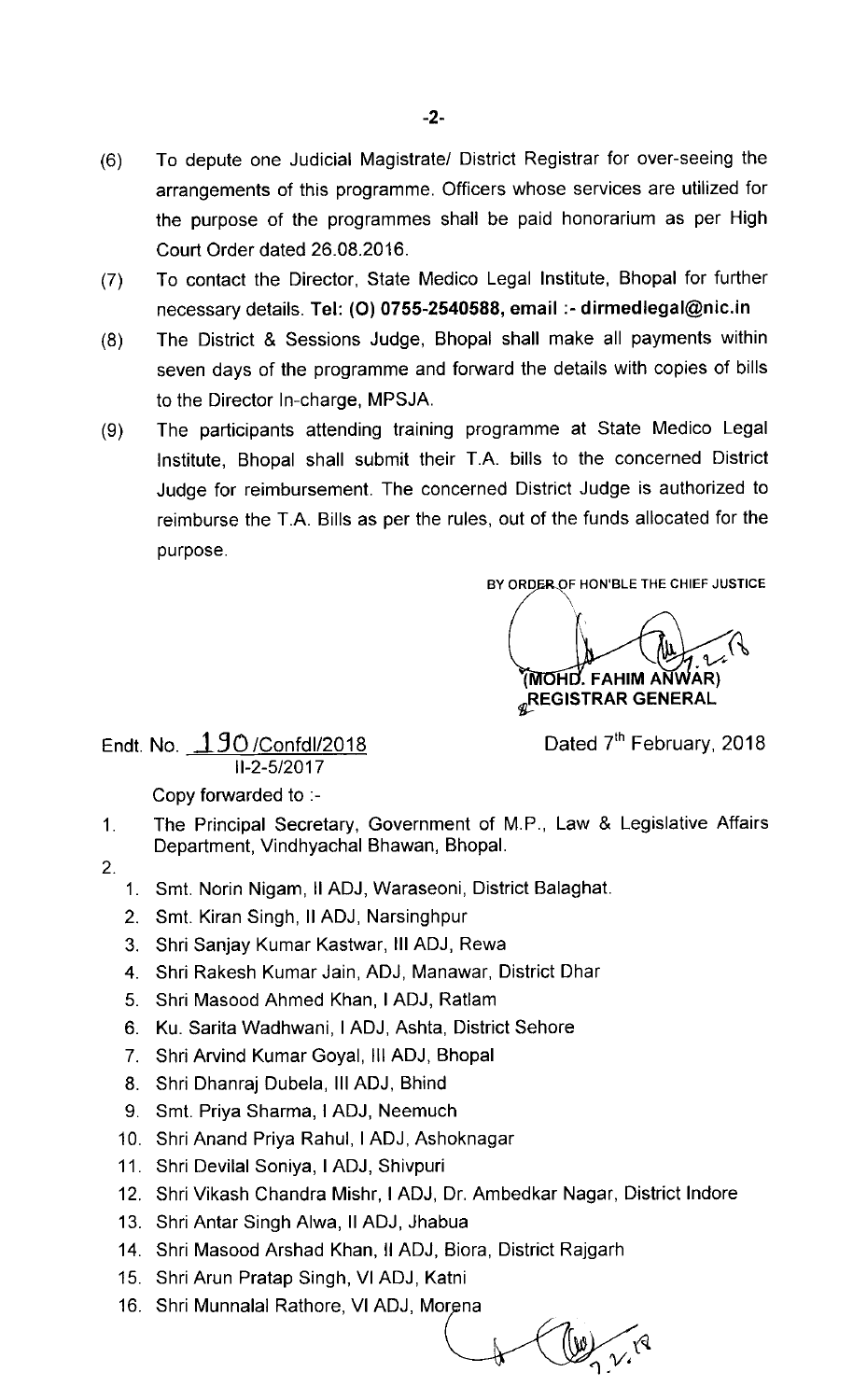(6) To depute one Judicial Magistrate/ District Registrar for over-seeing the arrangements of this programme. Officers whose services are utilized for the purpose of the programmes shall be paid honorarium as per High Court Order dated 26.08.2016.

(7) To contact the Director, State Medico Legal Institute, Bhopal for further necessary details. **Tel: (O) 0755-2540588, email :- dirmedlegal@nic.in**

(8) The District & Sessions Judge, Bhopal shall make all payments within seven days of the programme and forward the details with copies of bills to the Director In-charge, MPSJA.

(9) The participants attending training programme at State Medico Legal Institute, Bhopal shall submit their T.A. bills to the concerned District Judge for reimbursement. The concerned District Judge is authorized to reimburse the T.A. Bills as per the rules, out of the funds allocated for the purpose.

BY ORDER OF HON'BLE THE CHIEF JUSTICE

(MOHD. FAHIM ANWAR)
REGISTRAR GENERAL

Endt. No. 190/Confdl/2018
II-2-5/2017

Dated 7th February, 2018

Copy forwarded to :-

1. The Principal Secretary, Government of M.P., Law & Legislative Affairs Department, Vindhyachal Bhawan, Bhopal.
2.
    1. Smt. Norin Nigam, II ADJ, Waraseoni, District Balaghat.
    2. Smt. Kiran Singh, II ADJ, Narsinghpur
    3. Shri Sanjay Kumar Kastwar, III ADJ, Rewa
    4. Shri Rakesh Kumar Jain, ADJ, Manawar, District Dhar
    5. Shri Masood Ahmed Khan, I ADJ, Ratlam
    6. Ku. Sarita Wadhwani, I ADJ, Ashta, District Sehore
    7. Shri Arvind Kumar Goyal, III ADJ, Bhopal
    8. Shri Dhanraj Dubela, III ADJ, Bhind
    9. Smt. Priya Sharma, I ADJ, Neemuch
    10. Shri Anand Priya Rahul, I ADJ, Ashoknagar
    11. Shri Devilal Soniya, I ADJ, Shivpuri
    12. Shri Vikash Chandra Mishr, I ADJ, Dr. Ambedkar Nagar, District Indore
    13. Shri Antar Singh Alwa, II ADJ, Jhabua
    14. Shri Masood Arshad Khan, II ADJ, Biora, District Rajgarh
    15. Shri Arun Pratap Singh, VI ADJ, Katni
    16. Shri Munnalal Rathore, VI ADJ, Morena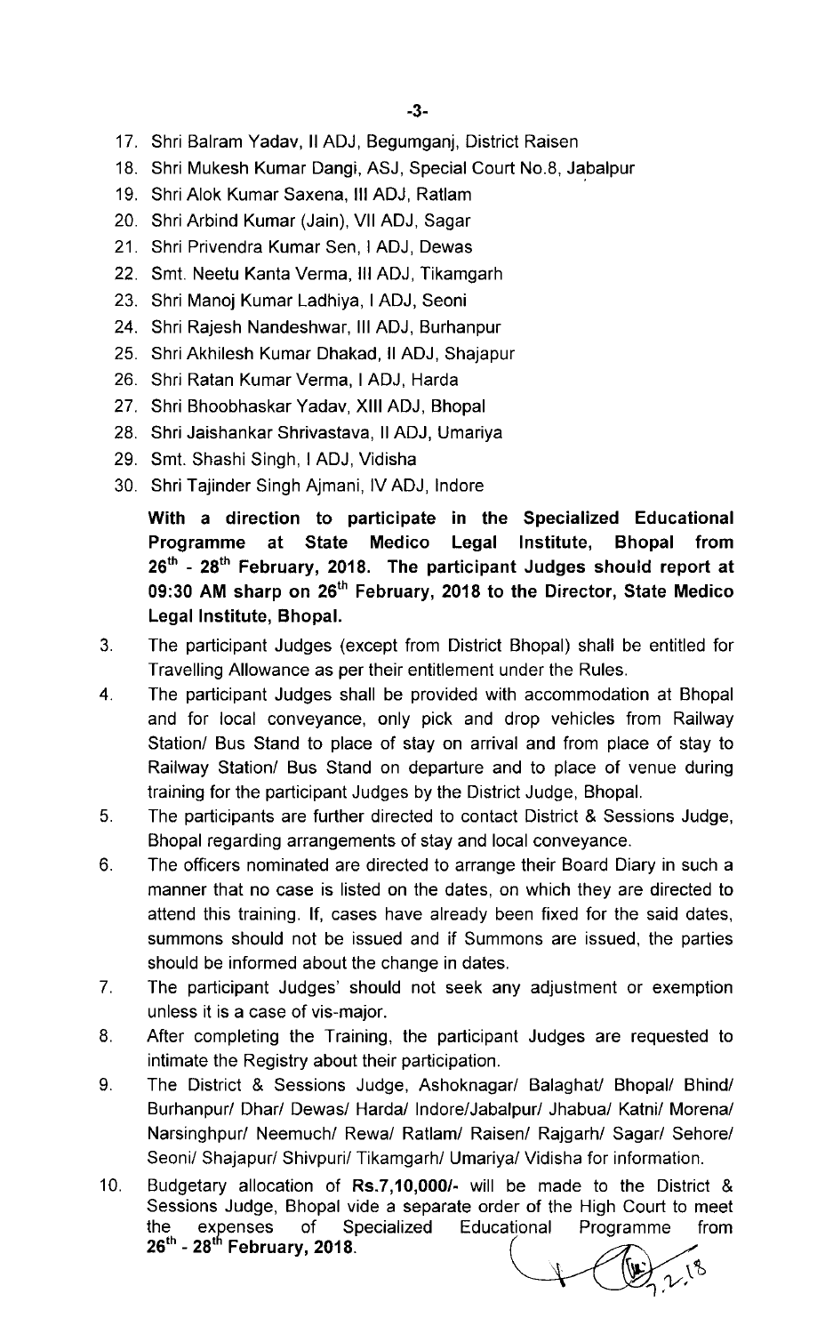17. Shri Balram Yadav, II ADJ, Begumganj, District Raisen
18. Shri Mukesh Kumar Dangi, ASJ, Special Court No.8, Jabalpur
19. Shri Alok Kumar Saxena, III ADJ, Ratlam
20. Shri Arbind Kumar (Jain), VII ADJ, Sagar
21. Shri Privendra Kumar Sen, I ADJ, Dewas
22. Smt. Neetu Kanta Verma, III ADJ, Tikamgarh
23. Shri Manoj Kumar Ladhiya, I ADJ, Seoni
24. Shri Rajesh Nandeshwar, III ADJ, Burhanpur
25. Shri Akhilesh Kumar Dhakad, II ADJ, Shajapur
26. Shri Ratan Kumar Verma, I ADJ, Harda
27. Shri Bhoobhaskar Yadav, XIII ADJ, Bhopal
28. Shri Jaishankar Shrivastava, II ADJ, Umariya
29. Smt. Shashi Singh, I ADJ, Vidisha
30. Shri Tajinder Singh Ajmani, IV ADJ, Indore

**With a direction to participate in the Specialized Educational Programme at State Medico Legal Institute, Bhopal from 26th - 28th February, 2018. The participant Judges should report at 09:30 AM sharp on 26th February, 2018 to the Director, State Medico Legal Institute, Bhopal.**

3. The participant Judges (except from District Bhopal) shall be entitled for Travelling Allowance as per their entitlement under the Rules.
4. The participant Judges shall be provided with accommodation at Bhopal and for local conveyance, only pick and drop vehicles from Railway Station/ Bus Stand to place of stay on arrival and from place of stay to Railway Station/ Bus Stand on departure and to place of venue during training for the participant Judges by the District Judge, Bhopal.
5. The participants are further directed to contact District & Sessions Judge, Bhopal regarding arrangements of stay and local conveyance.
6. The officers nominated are directed to arrange their Board Diary in such a manner that no case is listed on the dates, on which they are directed to attend this training. If, cases have already been fixed for the said dates, summons should not be issued and if Summons are issued, the parties should be informed about the change in dates.
7. The participant Judges' should not seek any adjustment or exemption unless it is a case of vis-major.
8. After completing the Training, the participant Judges are requested to intimate the Registry about their participation.
9. The District & Sessions Judge, Ashoknagar/ Balaghat/ Bhopal/ Bhind/ Burhanpur/ Dhar/ Dewas/ Harda/ Indore/Jabalpur/ Jhabua/ Katni/ Morena/ Narsinghpur/ Neemuch/ Rewa/ Ratlam/ Raisen/ Rajgarh/ Sagar/ Sehore/ Seoni/ Shajapur/ Shivpuri/ Tikamgarh/ Umariya/ Vidisha for information.
10. Budgetary allocation of **Rs.7,10,000/-** will be made to the District & Sessions Judge, Bhopal vide a separate order of the High Court to meet the expenses of Specialized Educational Programme from **26th - 28th February, 2018.**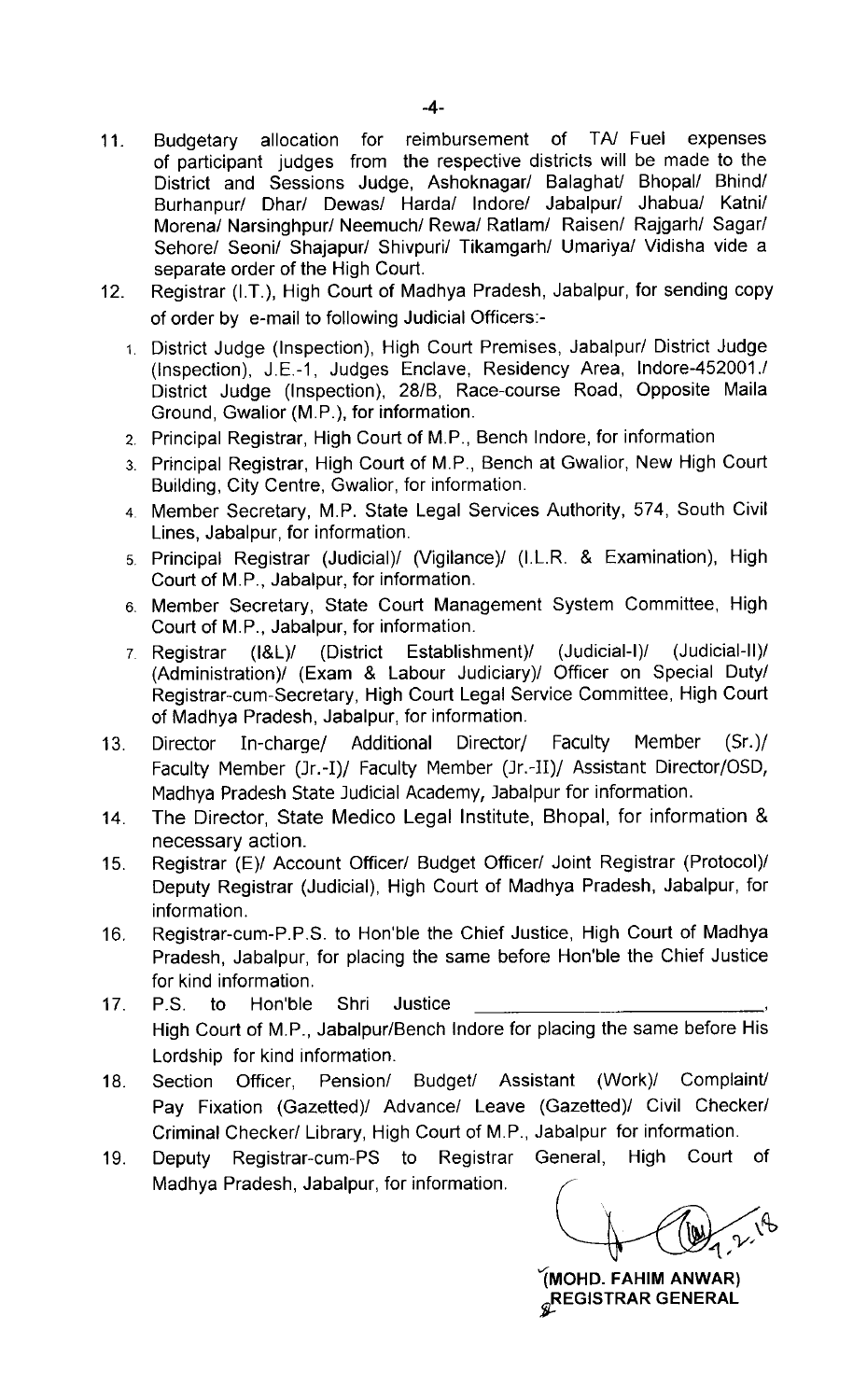11. Budgetary allocation for reimbursement of TA/ Fuel expenses of participant judges from the respective districts will be made to the District and Sessions Judge, Ashoknagar/ Balaghat/ Bhopal/ Bhind/ Burhanpur/ Dhar/ Dewas/ Harda/ Indore/ Jabalpur/ Jhabua/ Katni/ Morena/ Narsinghpur/ Neemuch/ Rewa/ Ratlam/ Raisen/ Rajgarh/ Sagar/ Sehore/ Seoni/ Shajapur/ Shivpuri/ Tikamgarh/ Umariya/ Vidisha vide a separate order of the High Court.
12. Registrar (I.T.), High Court of Madhya Pradesh, Jabalpur, for sending copy of order by e-mail to following Judicial Officers:-
    1. District Judge (Inspection), High Court Premises, Jabalpur/ District Judge (Inspection), J.E.-1, Judges Enclave, Residency Area, Indore-452001./ District Judge (Inspection), 28/B, Race-course Road, Opposite Maila Ground, Gwalior (M.P.), for information.
    2. Principal Registrar, High Court of M.P., Bench Indore, for information
    3. Principal Registrar, High Court of M.P., Bench at Gwalior, New High Court Building, City Centre, Gwalior, for information.
    4. Member Secretary, M.P. State Legal Services Authority, 574, South Civil Lines, Jabalpur, for information.
    5. Principal Registrar (Judicial)/ (Vigilance)/ (I.L.R. & Examination), High Court of M.P., Jabalpur, for information.
    6. Member Secretary, State Court Management System Committee, High Court of M.P., Jabalpur, for information.
    7. Registrar (I&L)/ (District Establishment)/ (Judicial-I)/ (Judicial-II)/ (Administration)/ (Exam & Labour Judiciary)/ Officer on Special Duty/ Registrar-cum-Secretary, High Court Legal Service Committee, High Court of Madhya Pradesh, Jabalpur, for information.
13. Director In-charge/ Additional Director/ Faculty Member (Sr.)/ Faculty Member (Jr.-I)/ Faculty Member (Jr.-II)/ Assistant Director/OSD, Madhya Pradesh State Judicial Academy, Jabalpur for information.
14. The Director, State Medico Legal Institute, Bhopal, for information & necessary action.
15. Registrar (E)/ Account Officer/ Budget Officer/ Joint Registrar (Protocol)/ Deputy Registrar (Judicial), High Court of Madhya Pradesh, Jabalpur, for information.
16. Registrar-cum-P.P.S. to Hon'ble the Chief Justice, High Court of Madhya Pradesh, Jabalpur, for placing the same before Hon'ble the Chief Justice for kind information.
17. P.S. to Hon'ble Shri Justice ____________________, High Court of M.P., Jabalpur/Bench Indore for placing the same before His Lordship for kind information.
18. Section Officer, Pension/ Budget/ Assistant (Work)/ Complaint/ Pay Fixation (Gazetted)/ Advance/ Leave (Gazetted)/ Civil Checker/ Criminal Checker/ Library, High Court of M.P., Jabalpur for information.
19. Deputy Registrar-cum-PS to Registrar General, High Court of Madhya Pradesh, Jabalpur, for information.

7.2.18

**(MOHD. FAHIM ANWAR)**
**REGISTRAR GENERAL**